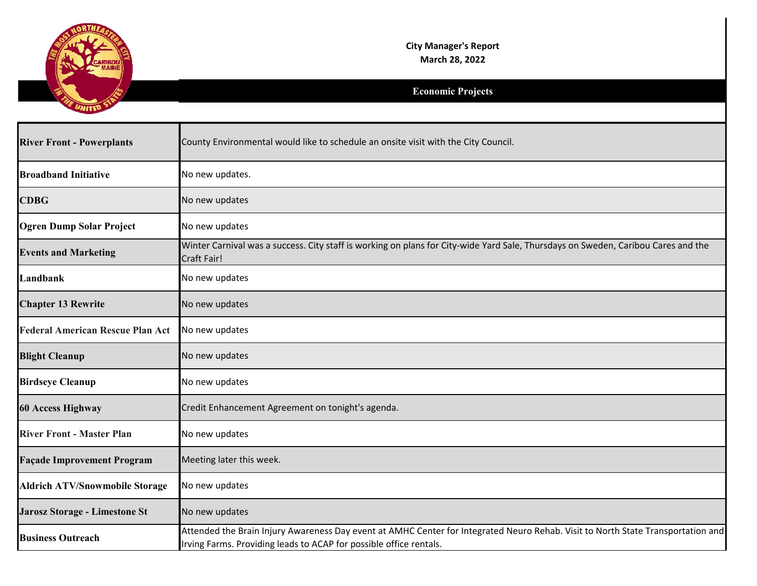# City Manager's Report

**March 28, 2022**

## Economic Projects

| | |
|---|---|
| **River Front - Powerplants** | County Environmental would like to schedule an onsite visit with the City Council. |
| **Broadband Initiative** | No new updates. |
| **CDBG** | No new updates |
| **Ogren Dump Solar Project** | No new updates |
| **Events and Marketing** | Winter Carnival was a success. City staff is working on plans for City-wide Yard Sale, Thursdays on Sweden, Caribou Cares and the Craft Fair! |
| **Landbank** | No new updates |
| **Chapter 13 Rewrite** | No new updates |
| **Federal American Rescue Plan Act** | No new updates |
| **Blight Cleanup** | No new updates |
| **Birdseye Cleanup** | No new updates |
| **60 Access Highway** | Credit Enhancement Agreement on tonight's agenda. |
| **River Front - Master Plan** | No new updates |
| **Façade Improvement Program** | Meeting later this week. |
| **Aldrich ATV/Snowmobile Storage** | No new updates |
| **Jarosz Storage - Limestone St** | No new updates |
| **Business Outreach** | Attended the Brain Injury Awareness Day event at AMHC Center for Integrated Neuro Rehab. Visit to North State Transportation and Irving Farms. Providing leads to ACAP for possible office rentals. |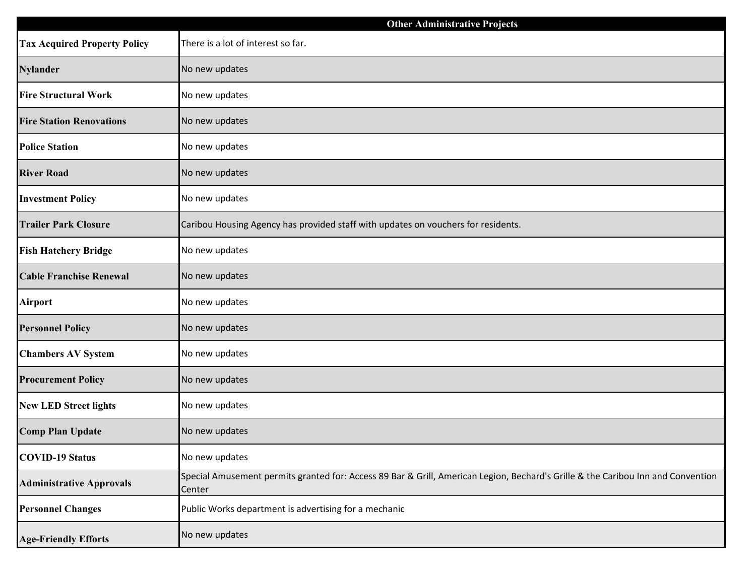| Other Administrative Projects | |
|---|---|
| **Tax Acquired Property Policy** | There is a lot of interest so far. |
| **Nylander** | No new updates |
| **Fire Structural Work** | No new updates |
| **Fire Station Renovations** | No new updates |
| **Police Station** | No new updates |
| **River Road** | No new updates |
| **Investment Policy** | No new updates |
| **Trailer Park Closure** | Caribou Housing Agency has provided staff with updates on vouchers for residents. |
| **Fish Hatchery Bridge** | No new updates |
| **Cable Franchise Renewal** | No new updates |
| **Airport** | No new updates |
| **Personnel Policy** | No new updates |
| **Chambers AV System** | No new updates |
| **Procurement Policy** | No new updates |
| **New LED Street lights** | No new updates |
| **Comp Plan Update** | No new updates |
| **COVID-19 Status** | No new updates |
| **Administrative Approvals** | Special Amusement permits granted for: Access 89 Bar & Grill, American Legion, Bechard's Grille & the Caribou Inn and Convention Center |
| **Personnel Changes** | Public Works department is advertising for a mechanic |
| **Age-Friendly Efforts** | No new updates |